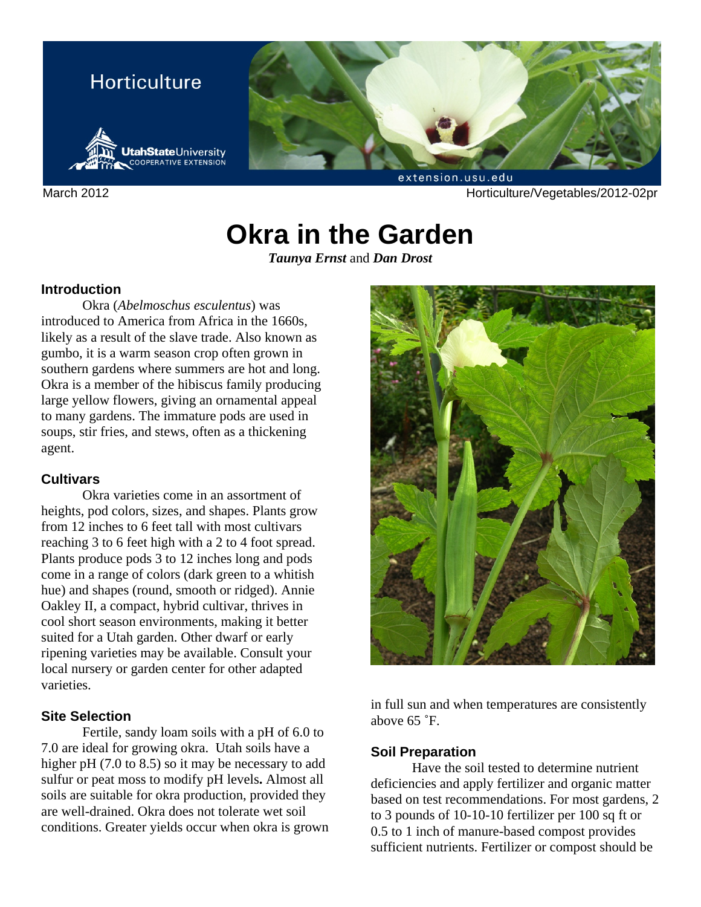Horticulture

Utah State University Cooperative Extension

extension.usu.edu

March 2012 Horticulture/Vegetables/2012-02pr

# Okra in the Garden

***Taunya Ernst*** and ***Dan Drost***

## Introduction

Okra (*Abelmoschus esculentus*) was introduced to America from Africa in the 1660s, likely as a result of the slave trade. Also known as gumbo, it is a warm season crop often grown in southern gardens where summers are hot and long. Okra is a member of the hibiscus family producing large yellow flowers, giving an ornamental appeal to many gardens. The immature pods are used in soups, stir fries, and stews, often as a thickening agent.

## Cultivars

Okra varieties come in an assortment of heights, pod colors, sizes, and shapes. Plants grow from 12 inches to 6 feet tall with most cultivars reaching 3 to 6 feet high with a 2 to 4 foot spread. Plants produce pods 3 to 12 inches long and pods come in a range of colors (dark green to a whitish hue) and shapes (round, smooth or ridged). Annie Oakley II, a compact, hybrid cultivar, thrives in cool short season environments, making it better suited for a Utah garden. Other dwarf or early ripening varieties may be available. Consult your local nursery or garden center for other adapted varieties.

## Site Selection

Fertile, sandy loam soils with a pH of 6.0 to 7.0 are ideal for growing okra. Utah soils have a higher pH (7.0 to 8.5) so it may be necessary to add sulfur or peat moss to modify pH levels**.** Almost all soils are suitable for okra production, provided they are well-drained. Okra does not tolerate wet soil conditions. Greater yields occur when okra is grown in full sun and when temperatures are consistently above 65 ˚F.

## Soil Preparation

Have the soil tested to determine nutrient deficiencies and apply fertilizer and organic matter based on test recommendations. For most gardens, 2 to 3 pounds of 10-10-10 fertilizer per 100 sq ft or 0.5 to 1 inch of manure-based compost provides sufficient nutrients. Fertilizer or compost should be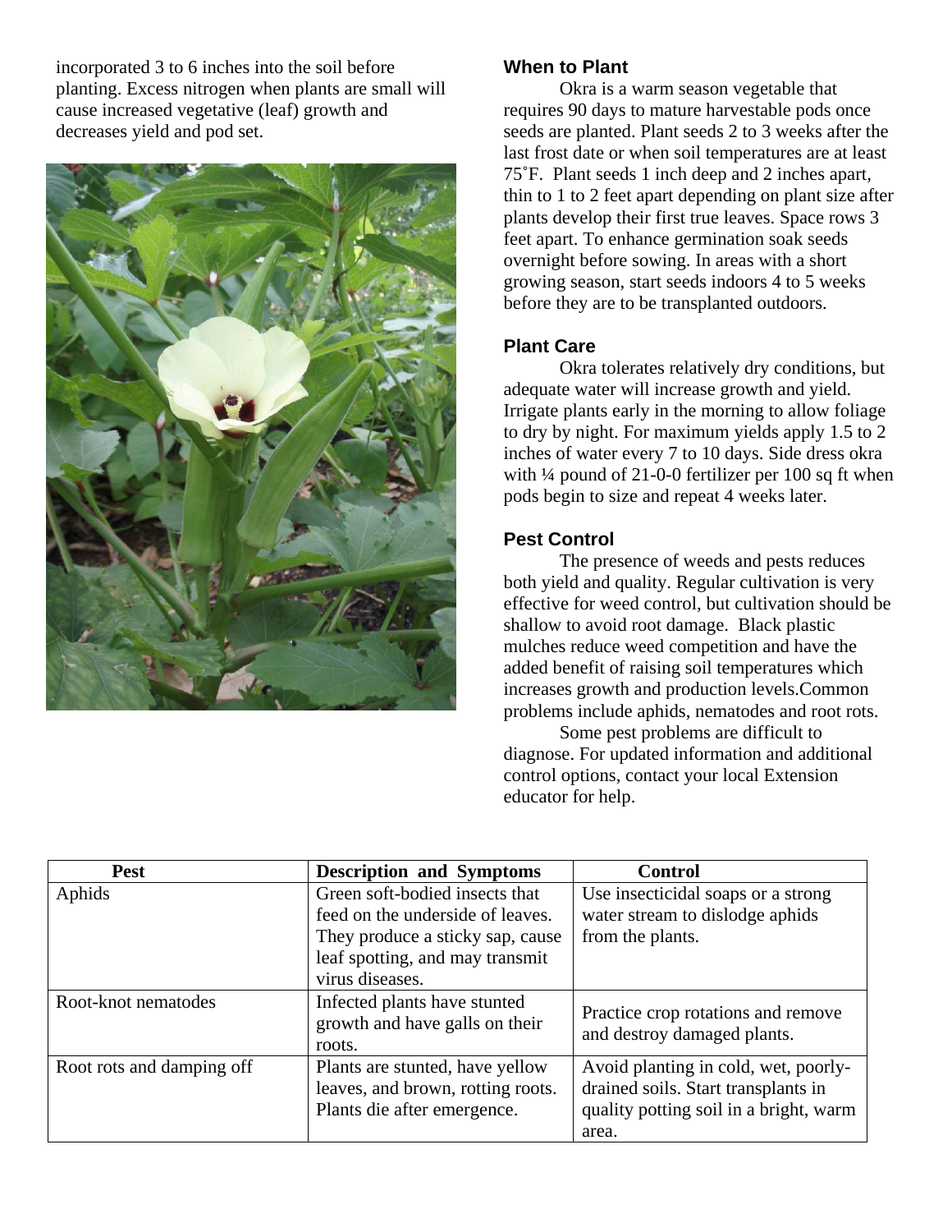incorporated 3 to 6 inches into the soil before planting. Excess nitrogen when plants are small will cause increased vegetative (leaf) growth and decreases yield and pod set.

### When to Plant

Okra is a warm season vegetable that requires 90 days to mature harvestable pods once seeds are planted. Plant seeds 2 to 3 weeks after the last frost date or when soil temperatures are at least 75˚F. Plant seeds 1 inch deep and 2 inches apart, thin to 1 to 2 feet apart depending on plant size after plants develop their first true leaves. Space rows 3 feet apart. To enhance germination soak seeds overnight before sowing. In areas with a short growing season, start seeds indoors 4 to 5 weeks before they are to be transplanted outdoors.

### Plant Care

Okra tolerates relatively dry conditions, but adequate water will increase growth and yield. Irrigate plants early in the morning to allow foliage to dry by night. For maximum yields apply 1.5 to 2 inches of water every 7 to 10 days. Side dress okra with ¼ pound of 21-0-0 fertilizer per 100 sq ft when pods begin to size and repeat 4 weeks later.

### Pest Control

The presence of weeds and pests reduces both yield and quality. Regular cultivation is very effective for weed control, but cultivation should be shallow to avoid root damage. Black plastic mulches reduce weed competition and have the added benefit of raising soil temperatures which increases growth and production levels.Common problems include aphids, nematodes and root rots.

Some pest problems are difficult to diagnose. For updated information and additional control options, contact your local Extension educator for help.

| Pest | Description and Symptoms | Control |
|---|---|---|
| Aphids | Green soft-bodied insects that feed on the underside of leaves. They produce a sticky sap, cause leaf spotting, and may transmit virus diseases. | Use insecticidal soaps or a strong water stream to dislodge aphids from the plants. |
| Root-knot nematodes | Infected plants have stunted growth and have galls on their roots. | Practice crop rotations and remove and destroy damaged plants. |
| Root rots and damping off | Plants are stunted, have yellow leaves, and brown, rotting roots. Plants die after emergence. | Avoid planting in cold, wet, poorly-drained soils. Start transplants in quality potting soil in a bright, warm area. |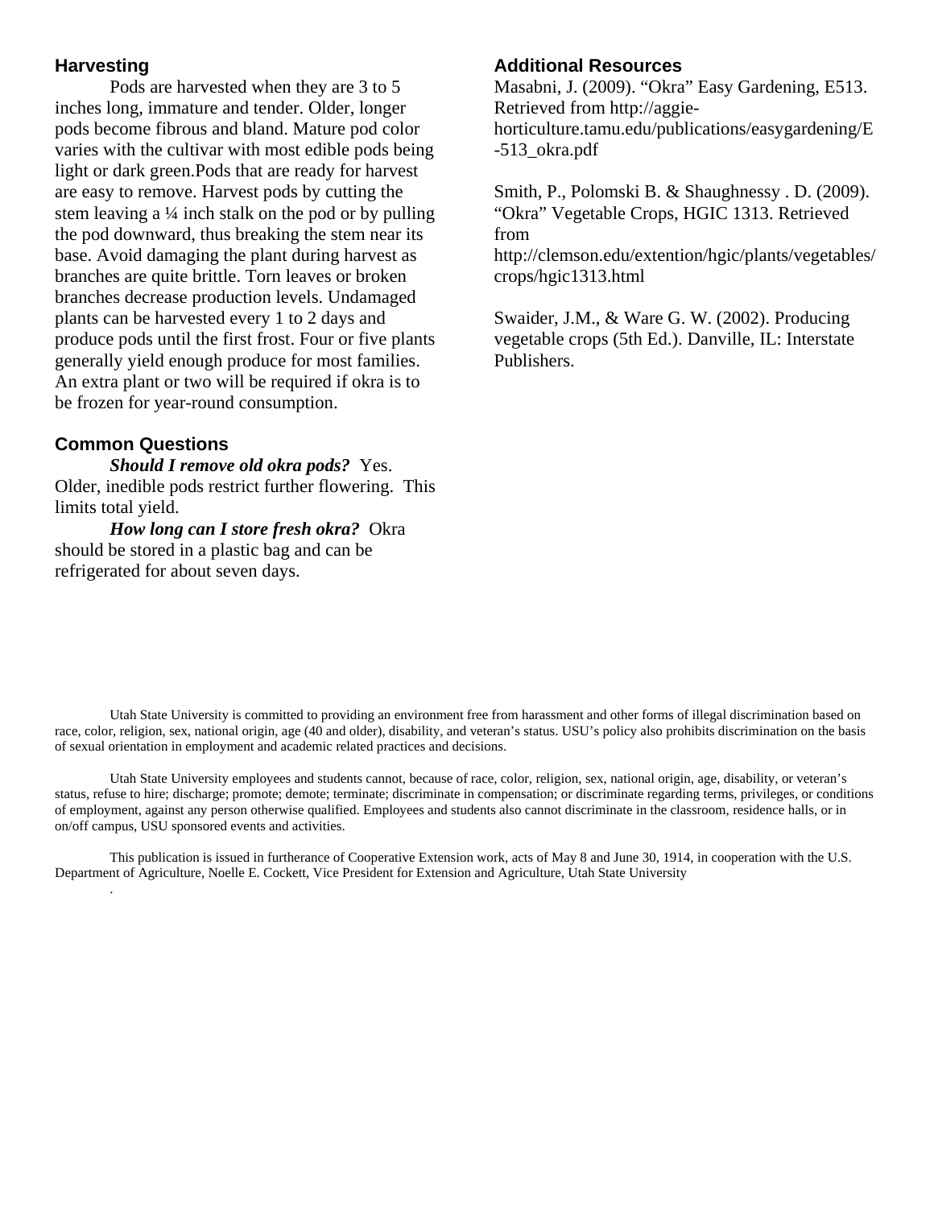## Harvesting

Pods are harvested when they are 3 to 5 inches long, immature and tender. Older, longer pods become fibrous and bland. Mature pod color varies with the cultivar with most edible pods being light or dark green.Pods that are ready for harvest are easy to remove. Harvest pods by cutting the stem leaving a ¼ inch stalk on the pod or by pulling the pod downward, thus breaking the stem near its base. Avoid damaging the plant during harvest as branches are quite brittle. Torn leaves or broken branches decrease production levels. Undamaged plants can be harvested every 1 to 2 days and produce pods until the first frost. Four or five plants generally yield enough produce for most families. An extra plant or two will be required if okra is to be frozen for year-round consumption.

## Common Questions

***Should I remove old okra pods?*** Yes. Older, inedible pods restrict further flowering. This limits total yield.

***How long can I store fresh okra?*** Okra should be stored in a plastic bag and can be refrigerated for about seven days.

## Additional Resources

Masabni, J. (2009). "Okra" Easy Gardening, E513. Retrieved from http://aggie-horticulture.tamu.edu/publications/easygardening/E-513_okra.pdf

Smith, P., Polomski B. & Shaughnessy . D. (2009). "Okra" Vegetable Crops, HGIC 1313. Retrieved from http://clemson.edu/extention/hgic/plants/vegetables/crops/hgic1313.html

Swaider, J.M., & Ware G. W. (2002). Producing vegetable crops (5th Ed.). Danville, IL: Interstate Publishers.

Utah State University is committed to providing an environment free from harassment and other forms of illegal discrimination based on race, color, religion, sex, national origin, age (40 and older), disability, and veteran's status. USU's policy also prohibits discrimination on the basis of sexual orientation in employment and academic related practices and decisions.

Utah State University employees and students cannot, because of race, color, religion, sex, national origin, age, disability, or veteran's status, refuse to hire; discharge; promote; demote; terminate; discriminate in compensation; or discriminate regarding terms, privileges, or conditions of employment, against any person otherwise qualified. Employees and students also cannot discriminate in the classroom, residence halls, or in on/off campus, USU sponsored events and activities.

This publication is issued in furtherance of Cooperative Extension work, acts of May 8 and June 30, 1914, in cooperation with the U.S. Department of Agriculture, Noelle E. Cockett, Vice President for Extension and Agriculture, Utah State University